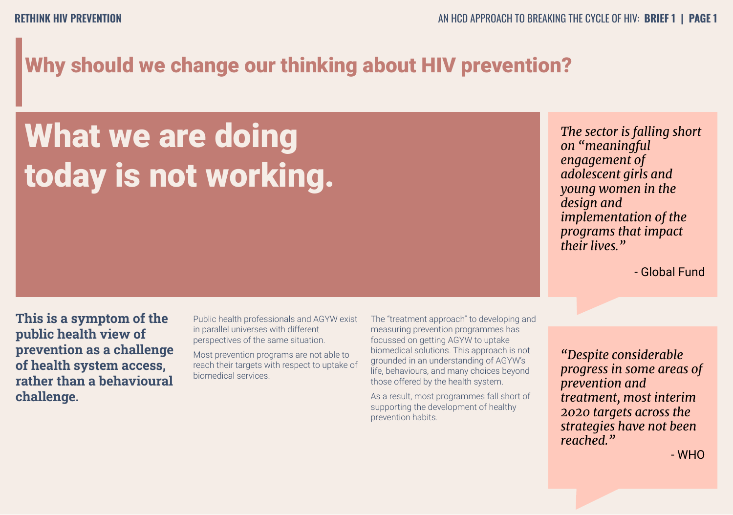# Why should we change our thinking about HIV prevention?

## What we are doing today is not working.

*The sector is falling short on "meaningful engagement of adolescent girls and young women in the design and implementation of the programs that impact their lives."*

\- Global Fund

**This is a symptom of the public health view of prevention as a challenge of health system access, rather than a behavioural challenge.**

Public health professionals and AGYW exist in parallel universes with different perspectives of the same situation.

Most prevention programs are not able to reach their targets with respect to uptake of biomedical services.

The "treatment approach" to developing and measuring prevention programmes has focussed on getting AGYW to uptake biomedical solutions. This approach is not grounded in an understanding of AGYW's life, behaviours, and many choices beyond those offered by the health system.

As a result, most programmes fall short of supporting the development of healthy prevention habits.

*"Despite considerable progress in some areas of prevention and treatment, most interim 2020 targets across the strategies have not been reached."*

\- WHO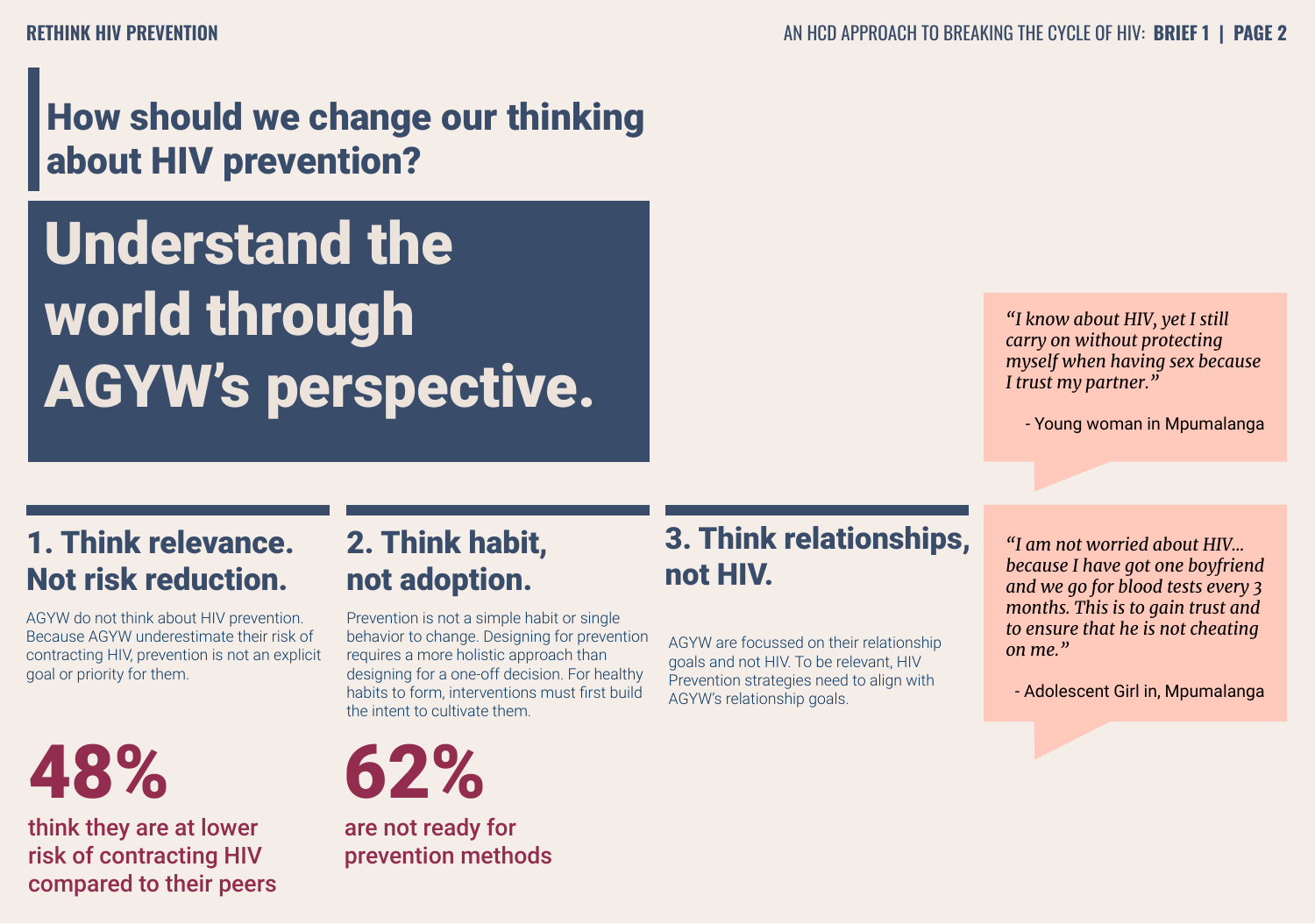## How should we change our thinking about HIV prevention?

# Understand the world through AGYW's perspective.

### 1. Think relevance. Not risk reduction.

AGYW do not think about HIV prevention. Because AGYW underestimate their risk of contracting HIV, prevention is not an explicit goal or priority for them.

**48%**

**think they are at lower risk of contracting HIV compared to their peers**

### 2. Think habit, not adoption.

Prevention is not a simple habit or single behavior to change. Designing for prevention requires a more holistic approach than designing for a one-off decision. For healthy habits to form, interventions must first build the intent to cultivate them.

**62%**

**are not ready for prevention methods**

### 3. Think relationships, not HIV.

AGYW are focussed on their relationship goals and not HIV. To be relevant, HIV Prevention strategies need to align with AGYW's relationship goals.

> *"I know about HIV, yet I still carry on without protecting myself when having sex because I trust my partner."*
>
> \- Young woman in Mpumalanga

> *"I am not worried about HIV... because I have got one boyfriend and we go for blood tests every 3 months. This is to gain trust and to ensure that he is not cheating on me."*
>
> \- Adolescent Girl in, Mpumalanga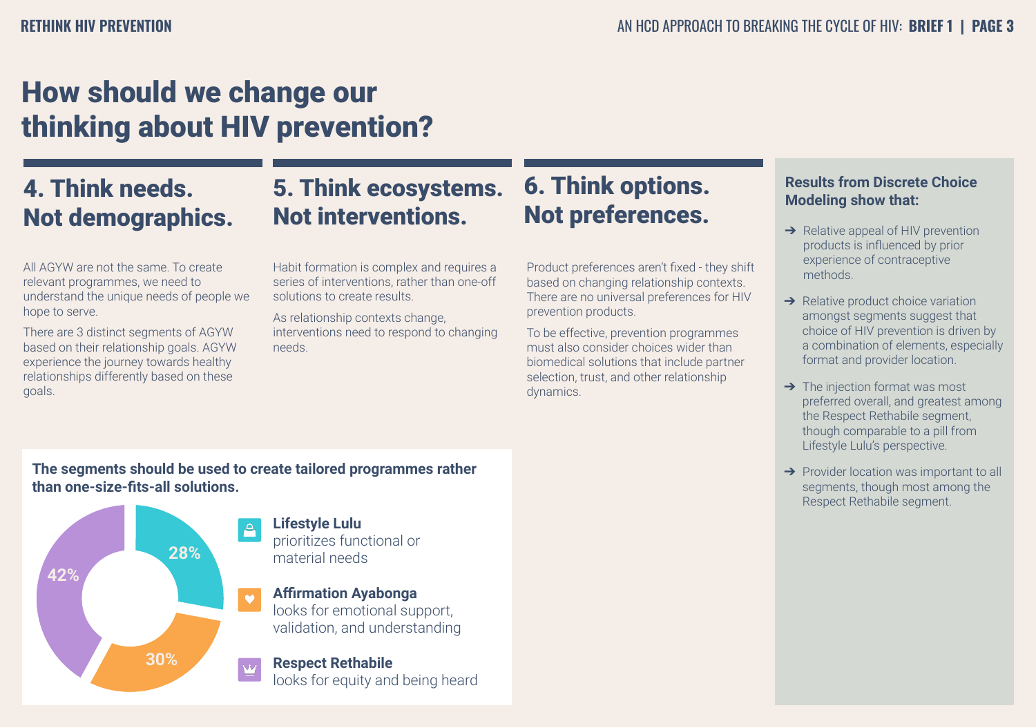# How should we change our thinking about HIV prevention?

## 4. Think needs. Not demographics.

All AGYW are not the same. To create relevant programmes, we need to understand the unique needs of people we hope to serve.

There are 3 distinct segments of AGYW based on their relationship goals. AGYW experience the journey towards healthy relationships differently based on these goals.

## 5. Think ecosystems. Not interventions.

Habit formation is complex and requires a series of interventions, rather than one-off solutions to create results.

As relationship contexts change, interventions need to respond to changing needs.

## 6. Think options. Not preferences.

Product preferences aren't fixed - they shift based on changing relationship contexts. There are no universal preferences for HIV prevention products.

To be effective, prevention programmes must also consider choices wider than biomedical solutions that include partner selection, trust, and other relationship dynamics.

**The segments should be used to create tailored programmes rather than one-size-fits-all solutions.**

- 28% — **Lifestyle Lulu** prioritizes functional or material needs
- 30% — **Affirmation Ayabonga** looks for emotional support, validation, and understanding
- 42% — **Respect Rethabile** looks for equity and being heard

### Results from Discrete Choice Modeling show that:

- Relative appeal of HIV prevention products is influenced by prior experience of contraceptive methods.
- Relative product choice variation amongst segments suggest that choice of HIV prevention is driven by a combination of elements, especially format and provider location.
- The injection format was most preferred overall, and greatest among the Respect Rethabile segment, though comparable to a pill from Lifestyle Lulu's perspective.
- Provider location was important to all segments, though most among the Respect Rethabile segment.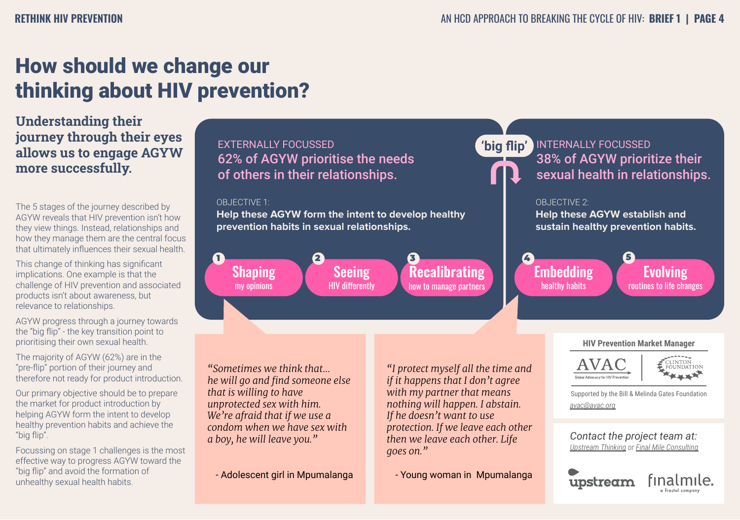# How should we change our thinking about HIV prevention?

## Understanding their journey through their eyes allows us to engage AGYW more successfully.

The 5 stages of the journey described by AGYW reveals that HIV prevention isn't how they view things. Instead, relationships and how they manage them are the central focus that ultimately influences their sexual health.

This change of thinking has significant implications. One example is that the challenge of HIV prevention and associated products isn't about awareness, but relevance to relationships.

AGYW progress through a journey towards the "big flip" - the key transition point to prioritising their own sexual health.

The majority of AGYW (62%) are in the "pre-flip" portion of their journey and therefore not ready for product introduction.

Our primary objective should be to prepare the market for product introduction by helping AGYW form the intent to develop healthy prevention habits and achieve the "big flip".

Focussing on stage 1 challenges is the most effective way to progress AGYW toward the "big flip" and avoid the formation of unhealthy sexual health habits.

EXTERNALLY FOCUSSED

**62% of AGYW prioritise the needs of others in their relationships.**

OBJECTIVE 1:

**Help these AGYW form the intent to develop healthy prevention habits in sexual relationships.**

1. **Shaping** my opinions
2. **Seeing** HIV differently
3. **Recalibrating** how to manage partners

'big flip'

INTERNALLY FOCUSSED

**38% of AGYW prioritize their sexual health in relationships.**

OBJECTIVE 2:

**Help these AGYW establish and sustain healthy prevention habits.**

4. **Embedding** healthy habits
5. **Evolving** routines to life changes

*"Sometimes we think that... he will go and find someone else that is willing to have unprotected sex with him. We're afraid that if we use a condom when we have sex with a boy, he will leave you."*

- Adolescent girl in Mpumalanga

*"I protect myself all the time and if it happens that I don't agree with my partner that means nothing will happen. I abstain. If he doesn't want to use protection. If we leave each other then we leave each other. Life goes on."*

- Young woman in Mpumalanga

**HIV Prevention Market Manager**

AVAC Global Advocacy for HIV Prevention | Clinton Foundation

Supported by the Bill & Melinda Gates Foundation

avac@avac.org

*Contact the project team at:*

Upstream Thinking or Final Mile Consulting

upstream | finalmile. a fractal company